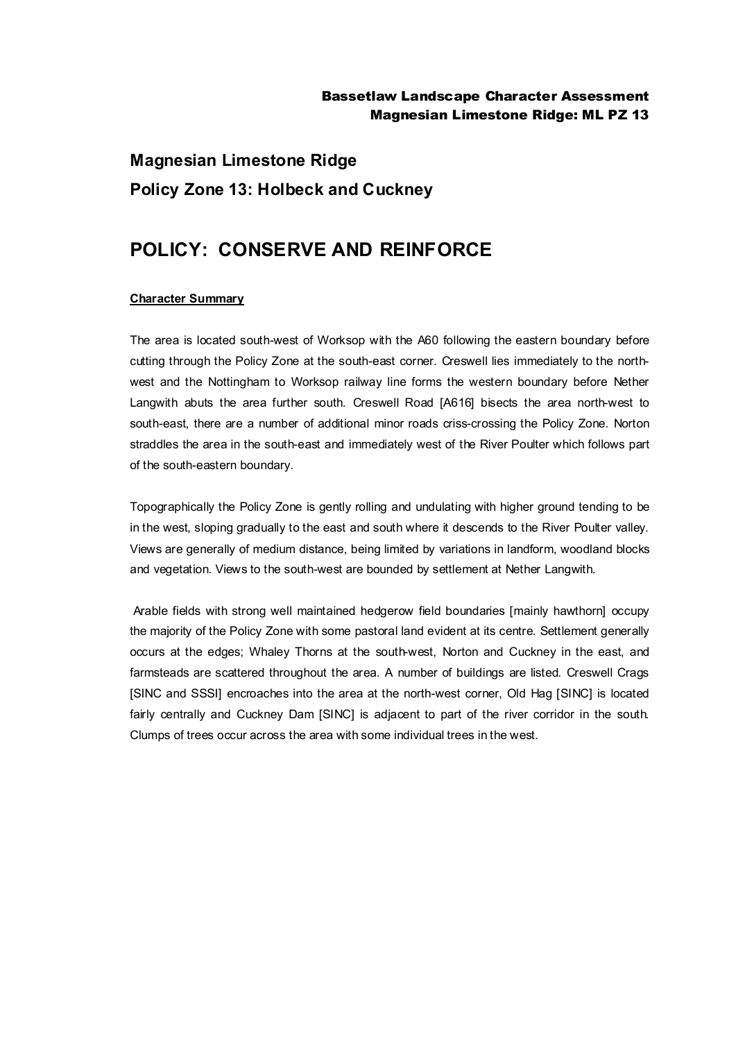# Magnesian Limestone Ridge

## Policy Zone 13: Holbeck and Cuckney

# POLICY: CONSERVE AND REINFORCE

**Character Summary**

The area is located south-west of Worksop with the A60 following the eastern boundary before cutting through the Policy Zone at the south-east corner. Creswell lies immediately to the north-west and the Nottingham to Worksop railway line forms the western boundary before Nether Langwith abuts the area further south. Creswell Road [A616] bisects the area north-west to south-east, there are a number of additional minor roads criss-crossing the Policy Zone. Norton straddles the area in the south-east and immediately west of the River Poulter which follows part of the south-eastern boundary.

Topographically the Policy Zone is gently rolling and undulating with higher ground tending to be in the west, sloping gradually to the east and south where it descends to the River Poulter valley. Views are generally of medium distance, being limited by variations in landform, woodland blocks and vegetation. Views to the south-west are bounded by settlement at Nether Langwith.

Arable fields with strong well maintained hedgerow field boundaries [mainly hawthorn] occupy the majority of the Policy Zone with some pastoral land evident at its centre. Settlement generally occurs at the edges; Whaley Thorns at the south-west, Norton and Cuckney in the east, and farmsteads are scattered throughout the area. A number of buildings are listed. Creswell Crags [SINC and SSSI] encroaches into the area at the north-west corner, Old Hag [SINC] is located fairly centrally and Cuckney Dam [SINC] is adjacent to part of the river corridor in the south. Clumps of trees occur across the area with some individual trees in the west.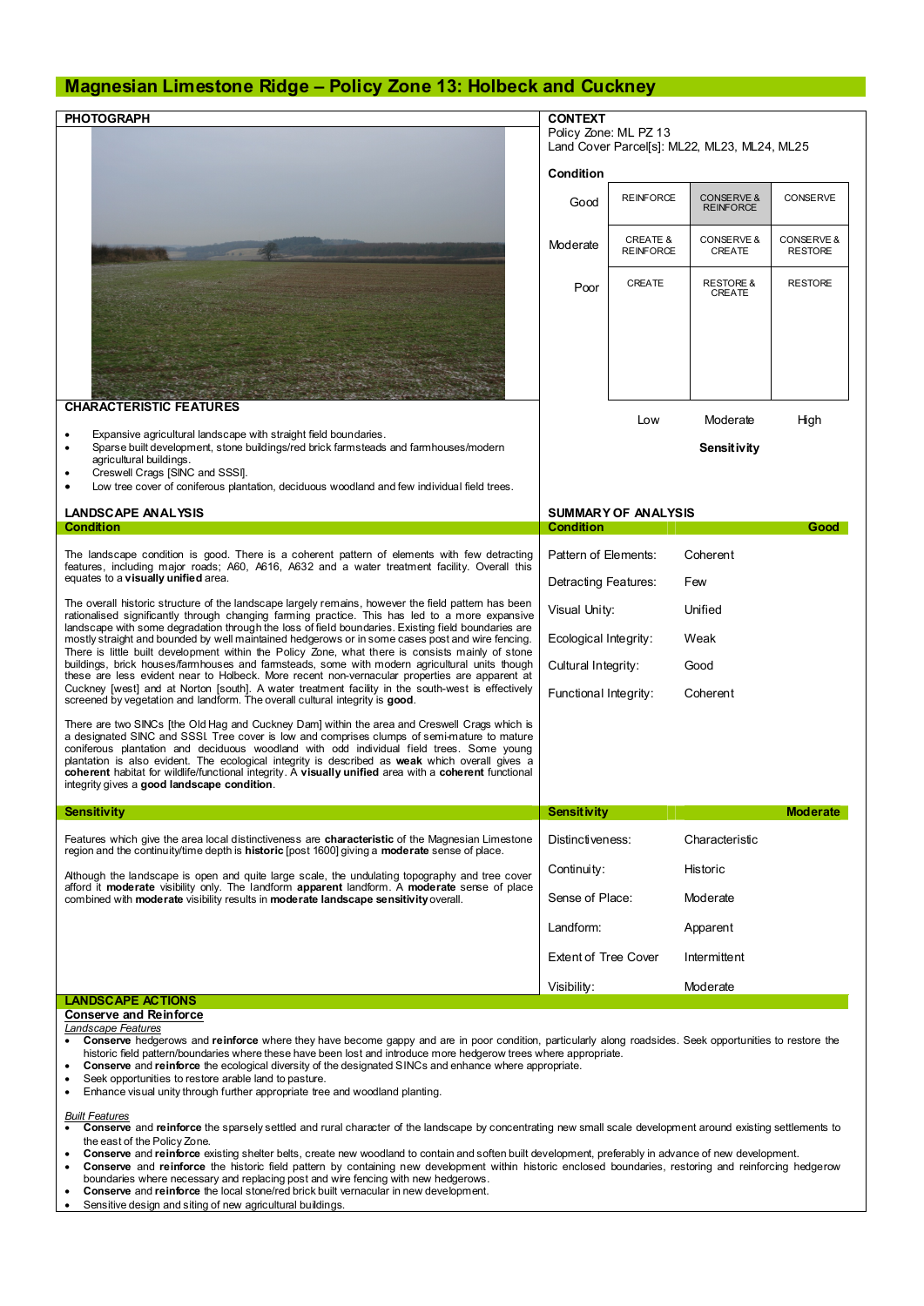# Magnesian Limestone Ridge – Policy Zone 13: Holbeck and Cuckney

## PHOTOGRAPH

## CONTEXT

Policy Zone: ML PZ 13
Land Cover Parcel[s]: ML22, ML23, ML24, ML25

**Condition**

| | | | |
|---|---|---|---|
| Good | REINFORCE | CONSERVE & REINFORCE | CONSERVE |
| Moderate | CREATE & REINFORCE | CONSERVE & CREATE | CONSERVE & RESTORE |
| Poor | CREATE | RESTORE & CREATE | RESTORE |
| | Low | Moderate | High |

**Sensitivity**

## CHARACTERISTIC FEATURES

- Expansive agricultural landscape with straight field boundaries.
- Sparse built development, stone buildings/red brick farmsteads and farmhouses/modern agricultural buildings.
- Creswell Crags [SINC and SSSI].
- Low tree cover of coniferous plantation, deciduous woodland and few individual field trees.

## LANDSCAPE ANALYSIS

### Condition

The landscape condition is good. There is a coherent pattern of elements with few detracting features, including major roads; A60, A616, A632 and a water treatment facility. Overall this equates to a **visually unified** area.

The overall historic structure of the landscape largely remains, however the field pattern has been rationalised significantly through changing farming practice. This has led to a more expansive landscape with some degradation through the loss of field boundaries. Existing field boundaries are mostly straight and bounded by well maintained hedgerows or in some cases post and wire fencing. There is little built development within the Policy Zone, what there is consists mainly of stone buildings, brick houses/farmhouses and farmsteads, some with modern agricultural units though these are less evident near to Holbeck. More recent non-vernacular properties are apparent at Cuckney [west] and at Norton [south]. A water treatment facility in the south-west is effectively screened by vegetation and landform. The overall cultural integrity is **good**.

There are two SINCs [the Old Hag and Cuckney Dam] within the area and Creswell Crags which is a designated SINC and SSSI. Tree cover is low and comprises clumps of semi-mature to mature coniferous plantation and deciduous woodland with odd individual field trees. Some young plantation is also evident. The ecological integrity is described as **weak** which overall gives a **coherent** habitat for wildlife/functional integrity. A **visually unified** area with a **coherent** functional integrity gives a **good landscape condition**.

## SUMMARY OF ANALYSIS

| Condition | Good |
|---|---|
| Pattern of Elements: | Coherent |
| Detracting Features: | Few |
| Visual Unity: | Unified |
| Ecological Integrity: | Weak |
| Cultural Integrity: | Good |
| Functional Integrity: | Coherent |

### Sensitivity

Features which give the area local distinctiveness are **characteristic** of the Magnesian Limestone region and the continuity/time depth is **historic** [post 1600] giving a **moderate** sense of place.

Although the landscape is open and quite large scale, the undulating topography and tree cover afford it **moderate** visibility only. The landform **apparent** landform. A **moderate** sense of place combined with **moderate** visibility results in **moderate landscape sensitivity** overall.

| Sensitivity | Moderate |
|---|---|
| Distinctiveness: | Characteristic |
| Continuity: | Historic |
| Sense of Place: | Moderate |
| Landform: | Apparent |
| Extent of Tree Cover | Intermittent |
| Visibility: | Moderate |

## LANDSCAPE ACTIONS

### Conserve and Reinforce

*Landscape Features*

- **Conserve** hedgerows and **reinforce** where they have become gappy and are in poor condition, particularly along roadsides. Seek opportunities to restore the historic field pattern/boundaries where these have been lost and introduce more hedgerow trees where appropriate.
- **Conserve** and **reinforce** the ecological diversity of the designated SINCs and enhance where appropriate.
- Seek opportunities to restore arable land to pasture.
- Enhance visual unity through further appropriate tree and woodland planting.

*Built Features*

- **Conserve** and **reinforce** the sparsely settled and rural character of the landscape by concentrating new small scale development around existing settlements to the east of the Policy Zone.
- **Conserve** and **reinforce** existing shelter belts, create new woodland to contain and soften built development, preferably in advance of new development.
- **Conserve** and **reinforce** the historic field pattern by containing new development within historic enclosed boundaries, restoring and reinforcing hedgerow boundaries where necessary and replacing post and wire fencing with new hedgerows.
- **Conserve** and **reinforce** the local stone/red brick built vernacular in new development.
- Sensitive design and siting of new agricultural buildings.